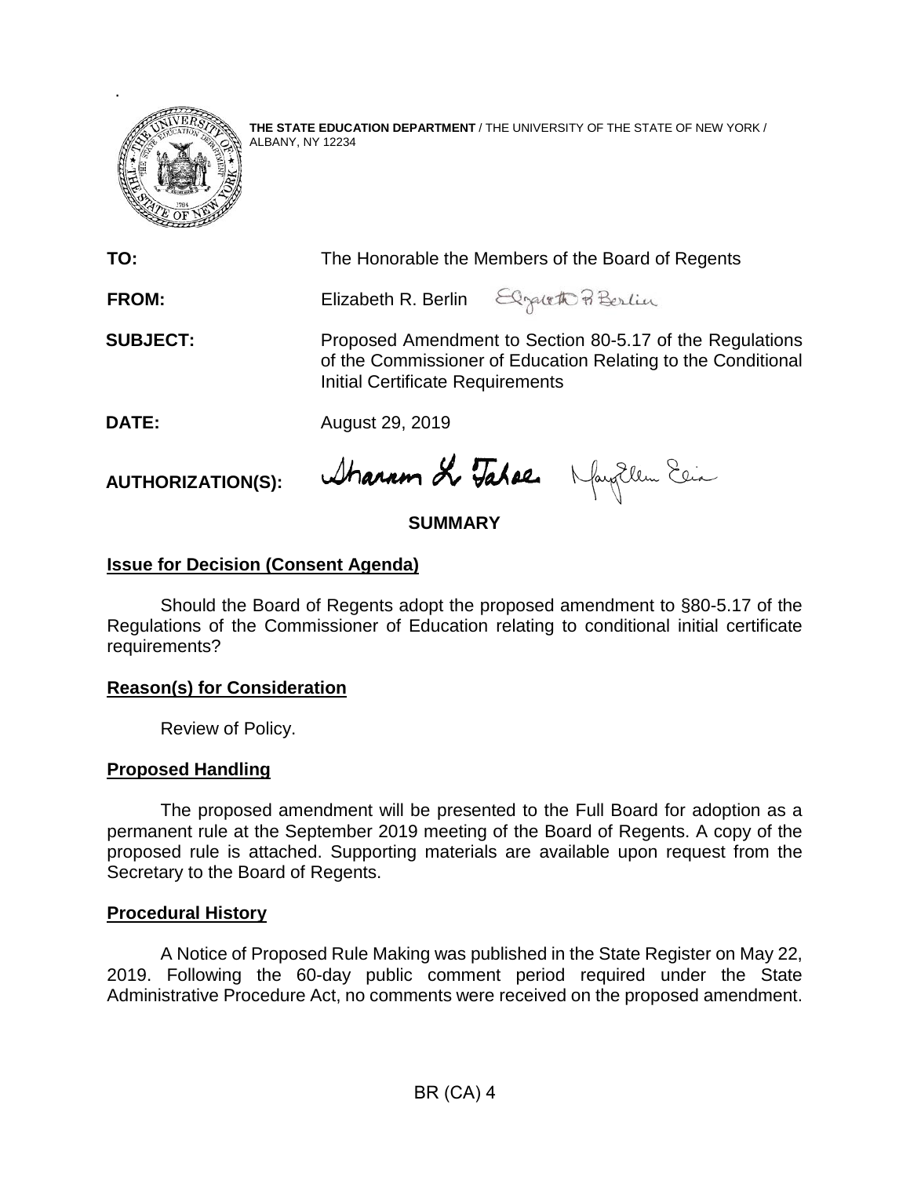**THE STATE EDUCATION DEPARTMENT** / THE UNIVERSITY OF THE STATE OF NEW YORK / ALBANY, NY 12234

**TO:** The Honorable the Members of the Board of Regents

**FROM:** Elizabeth R. Berlin

**SUBJECT:** Proposed Amendment to Section 80-5.17 of the Regulations of the Commissioner of Education Relating to the Conditional Initial Certificate Requirements

**DATE:** August 29, 2019

**AUTHORIZATION(S):**

## SUMMARY

### Issue for Decision (Consent Agenda)

Should the Board of Regents adopt the proposed amendment to §80-5.17 of the Regulations of the Commissioner of Education relating to conditional initial certificate requirements?

### Reason(s) for Consideration

Review of Policy.

### Proposed Handling

The proposed amendment will be presented to the Full Board for adoption as a permanent rule at the September 2019 meeting of the Board of Regents. A copy of the proposed rule is attached. Supporting materials are available upon request from the Secretary to the Board of Regents.

### Procedural History

A Notice of Proposed Rule Making was published in the State Register on May 22, 2019. Following the 60-day public comment period required under the State Administrative Procedure Act, no comments were received on the proposed amendment.

BR (CA) 4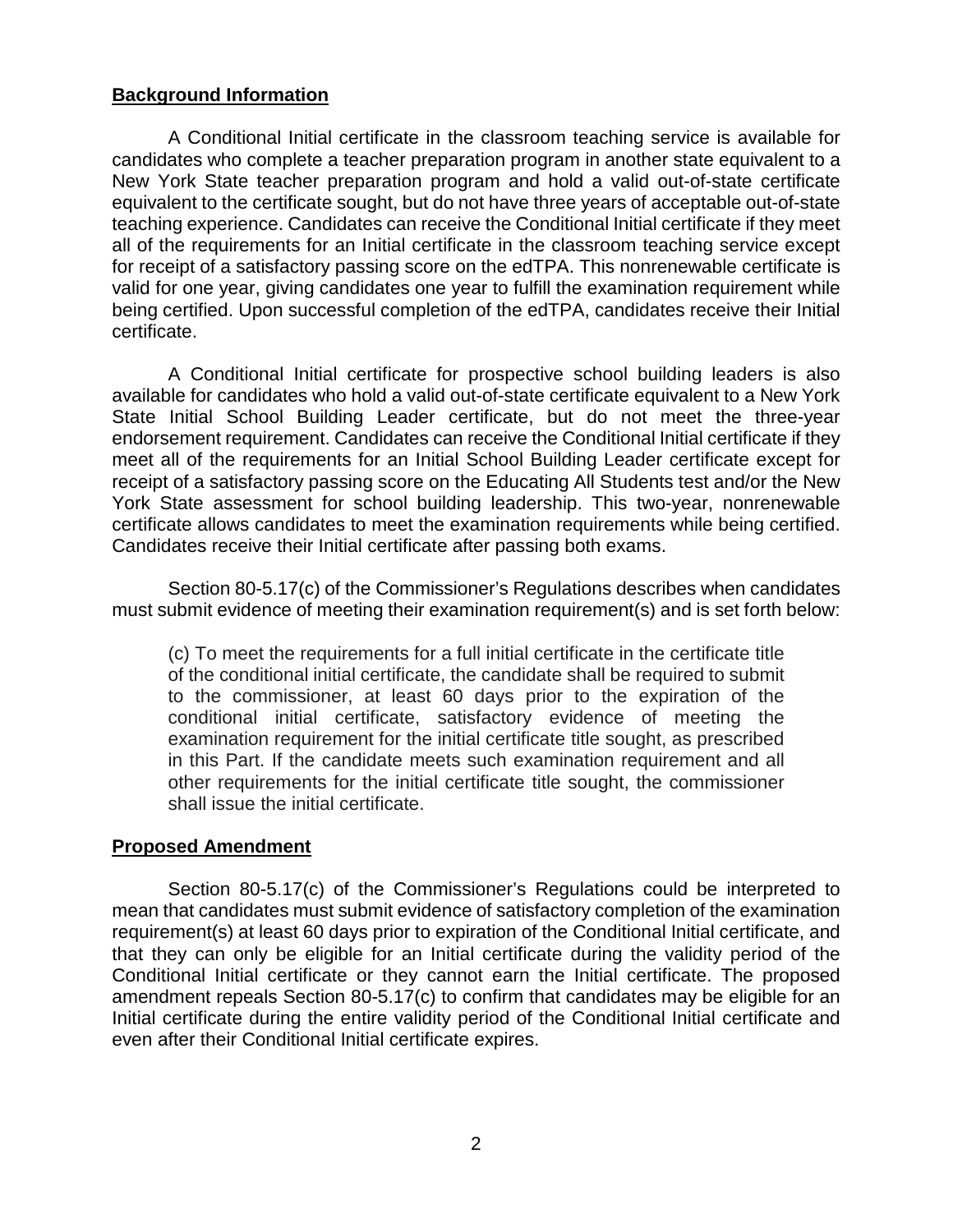## Background Information

A Conditional Initial certificate in the classroom teaching service is available for candidates who complete a teacher preparation program in another state equivalent to a New York State teacher preparation program and hold a valid out-of-state certificate equivalent to the certificate sought, but do not have three years of acceptable out-of-state teaching experience. Candidates can receive the Conditional Initial certificate if they meet all of the requirements for an Initial certificate in the classroom teaching service except for receipt of a satisfactory passing score on the edTPA. This nonrenewable certificate is valid for one year, giving candidates one year to fulfill the examination requirement while being certified. Upon successful completion of the edTPA, candidates receive their Initial certificate.

A Conditional Initial certificate for prospective school building leaders is also available for candidates who hold a valid out-of-state certificate equivalent to a New York State Initial School Building Leader certificate, but do not meet the three-year endorsement requirement. Candidates can receive the Conditional Initial certificate if they meet all of the requirements for an Initial School Building Leader certificate except for receipt of a satisfactory passing score on the Educating All Students test and/or the New York State assessment for school building leadership. This two-year, nonrenewable certificate allows candidates to meet the examination requirements while being certified. Candidates receive their Initial certificate after passing both exams.

Section 80-5.17(c) of the Commissioner's Regulations describes when candidates must submit evidence of meeting their examination requirement(s) and is set forth below:

> (c) To meet the requirements for a full initial certificate in the certificate title of the conditional initial certificate, the candidate shall be required to submit to the commissioner, at least 60 days prior to the expiration of the conditional initial certificate, satisfactory evidence of meeting the examination requirement for the initial certificate title sought, as prescribed in this Part. If the candidate meets such examination requirement and all other requirements for the initial certificate title sought, the commissioner shall issue the initial certificate.

## Proposed Amendment

Section 80-5.17(c) of the Commissioner's Regulations could be interpreted to mean that candidates must submit evidence of satisfactory completion of the examination requirement(s) at least 60 days prior to expiration of the Conditional Initial certificate, and that they can only be eligible for an Initial certificate during the validity period of the Conditional Initial certificate or they cannot earn the Initial certificate. The proposed amendment repeals Section 80-5.17(c) to confirm that candidates may be eligible for an Initial certificate during the entire validity period of the Conditional Initial certificate and even after their Conditional Initial certificate expires.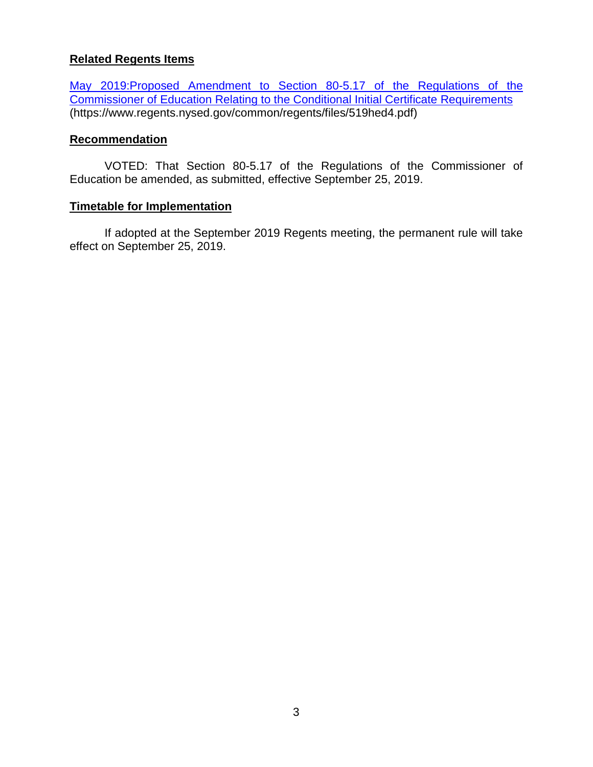**Related Regents Items**

[May 2019:Proposed Amendment to Section 80-5.17 of the Regulations of the Commissioner of Education Relating to the Conditional Initial Certificate Requirements](https://www.regents.nysed.gov/common/regents/files/519hed4.pdf) (https://www.regents.nysed.gov/common/regents/files/519hed4.pdf)

**Recommendation**

VOTED: That Section 80-5.17 of the Regulations of the Commissioner of Education be amended, as submitted, effective September 25, 2019.

**Timetable for Implementation**

If adopted at the September 2019 Regents meeting, the permanent rule will take effect on September 25, 2019.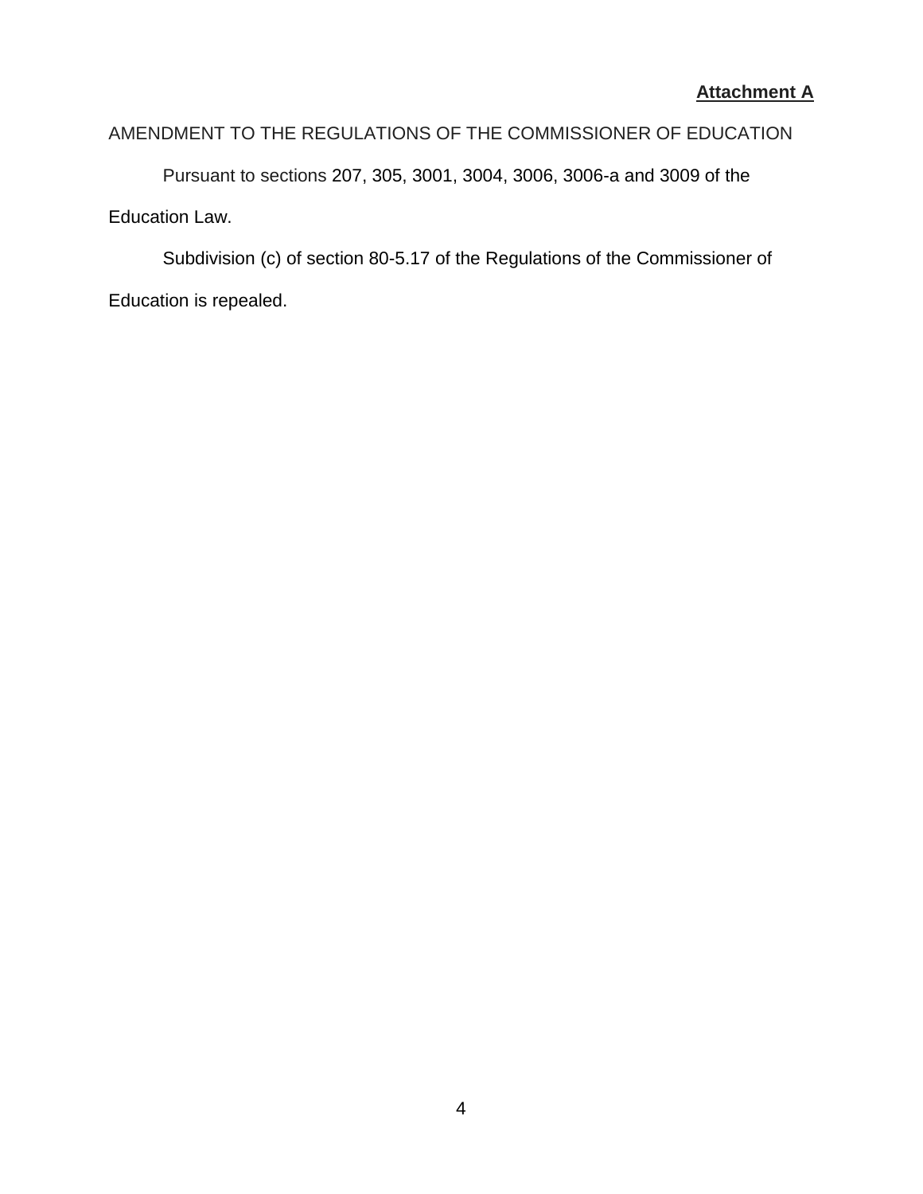**Attachment A**

AMENDMENT TO THE REGULATIONS OF THE COMMISSIONER OF EDUCATION

Pursuant to sections 207, 305, 3001, 3004, 3006, 3006-a and 3009 of the Education Law.

Subdivision (c) of section 80-5.17 of the Regulations of the Commissioner of Education is repealed.